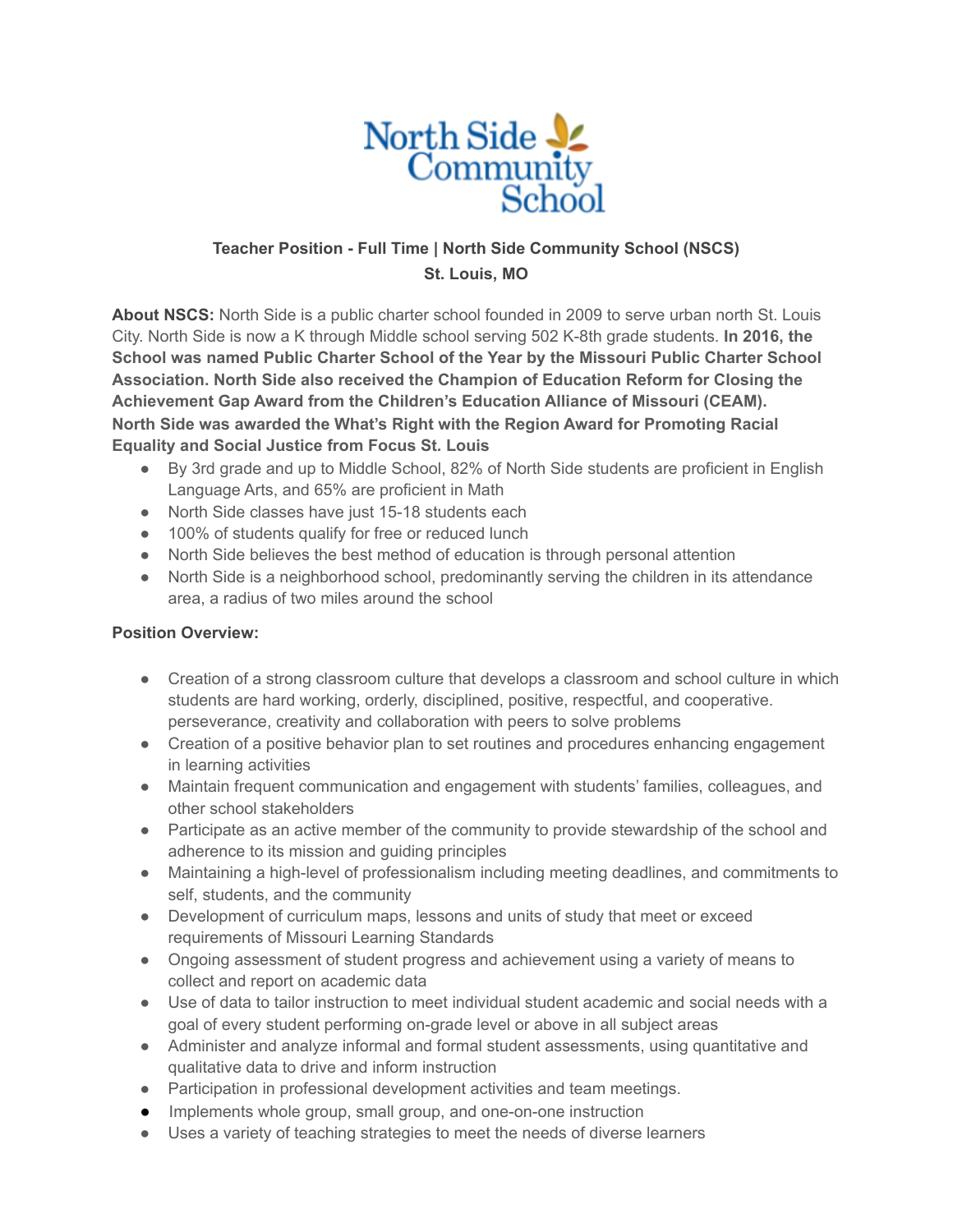North Side Community School

**Teacher Position - Full Time | North Side Community School (NSCS)**
**St. Louis, MO**

**About NSCS:** North Side is a public charter school founded in 2009 to serve urban north St. Louis City. North Side is now a K through Middle school serving 502 K-8th grade students. **In 2016, the School was named Public Charter School of the Year by the Missouri Public Charter School Association. North Side also received the Champion of Education Reform for Closing the Achievement Gap Award from the Children's Education Alliance of Missouri (CEAM). North Side was awarded the What's Right with the Region Award for Promoting Racial Equality and Social Justice from Focus St. Louis**

- By 3rd grade and up to Middle School, 82% of North Side students are proficient in English Language Arts, and 65% are proficient in Math
- North Side classes have just 15-18 students each
- 100% of students qualify for free or reduced lunch
- North Side believes the best method of education is through personal attention
- North Side is a neighborhood school, predominantly serving the children in its attendance area, a radius of two miles around the school

**Position Overview:**

- Creation of a strong classroom culture that develops a classroom and school culture in which students are hard working, orderly, disciplined, positive, respectful, and cooperative. perseverance, creativity and collaboration with peers to solve problems
- Creation of a positive behavior plan to set routines and procedures enhancing engagement in learning activities
- Maintain frequent communication and engagement with students' families, colleagues, and other school stakeholders
- Participate as an active member of the community to provide stewardship of the school and adherence to its mission and guiding principles
- Maintaining a high-level of professionalism including meeting deadlines, and commitments to self, students, and the community
- Development of curriculum maps, lessons and units of study that meet or exceed requirements of Missouri Learning Standards
- Ongoing assessment of student progress and achievement using a variety of means to collect and report on academic data
- Use of data to tailor instruction to meet individual student academic and social needs with a goal of every student performing on-grade level or above in all subject areas
- Administer and analyze informal and formal student assessments, using quantitative and qualitative data to drive and inform instruction
- Participation in professional development activities and team meetings.
- Implements whole group, small group, and one-on-one instruction
- Uses a variety of teaching strategies to meet the needs of diverse learners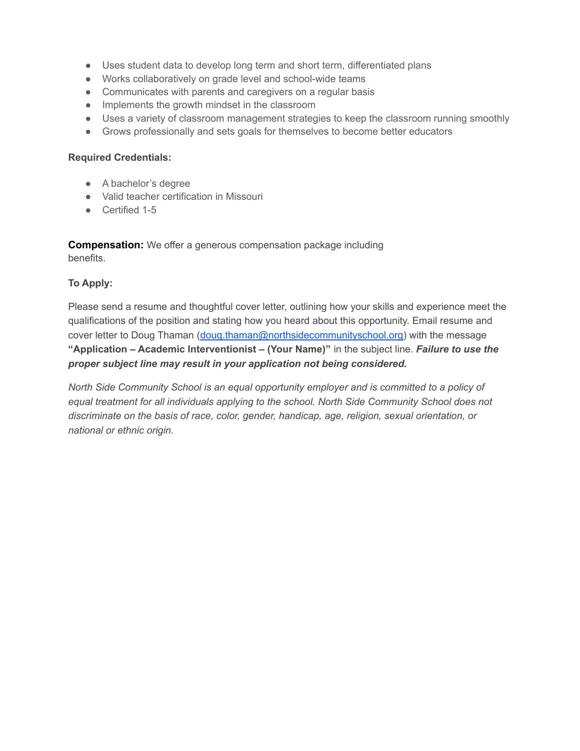- Uses student data to develop long term and short term, differentiated plans
- Works collaboratively on grade level and school-wide teams
- Communicates with parents and caregivers on a regular basis
- Implements the growth mindset in the classroom
- Uses a variety of classroom management strategies to keep the classroom running smoothly
- Grows professionally and sets goals for themselves to become better educators

**Required Credentials:**

- A bachelor's degree
- Valid teacher certification in Missouri
- Certified 1-5

**Compensation:** We offer a generous compensation package including benefits.

**To Apply:**

Please send a resume and thoughtful cover letter, outlining how your skills and experience meet the qualifications of the position and stating how you heard about this opportunity. Email resume and cover letter to Doug Thaman (doug.thaman@northsidecommunityschool.org) with the message **"Application – Academic Interventionist – (Your Name)"** in the subject line. ***Failure to use the proper subject line may result in your application not being considered.***

*North Side Community School is an equal opportunity employer and is committed to a policy of equal treatment for all individuals applying to the school. North Side Community School does not discriminate on the basis of race, color, gender, handicap, age, religion, sexual orientation, or national or ethnic origin.*